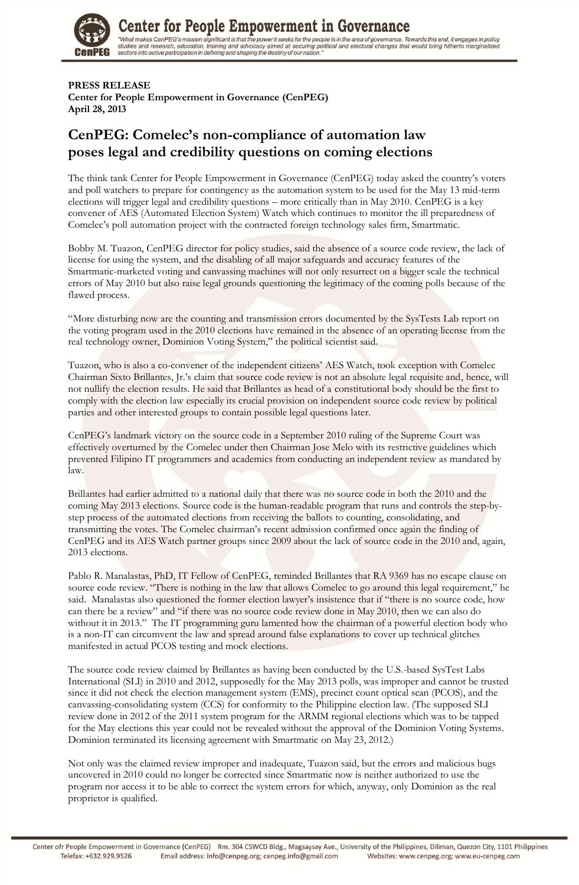**PRESS RELEASE**
**Center for People Empowerment in Governance (CenPEG)**
**April 28, 2013**

# CenPEG: Comelec's non-compliance of automation law poses legal and credibility questions on coming elections

The think tank Center for People Empowerment in Governance (CenPEG) today asked the country's voters and poll watchers to prepare for contingency as the automation system to be used for the May 13 mid-term elections will trigger legal and credibility questions – more critically than in May 2010. CenPEG is a key convener of AES (Automated Election System) Watch which continues to monitor the ill preparedness of Comelec's poll automation project with the contracted foreign technology sales firm, Smartmatic.

Bobby M. Tuazon, CenPEG director for policy studies, said the absence of a source code review, the lack of license for using the system, and the disabling of all major safeguards and accuracy features of the Smartmatic-marketed voting and canvassing machines will not only resurrect on a bigger scale the technical errors of May 2010 but also raise legal grounds questioning the legitimacy of the coming polls because of the flawed process.

"More disturbing now are the counting and transmission errors documented by the SysTests Lab report on the voting program used in the 2010 elections have remained in the absence of an operating license from the real technology owner, Dominion Voting System," the political scientist said.

Tuazon, who is also a co-convener of the independent citizens' AES Watch, took exception with Comelec Chairman Sixto Brillantes, Jr.'s claim that source code review is not an absolute legal requisite and, hence, will not nullify the election results. He said that Brillantes as head of a constitutional body should be the first to comply with the election law especially its crucial provision on independent source code review by political parties and other interested groups to contain possible legal questions later.

CenPEG's landmark victory on the source code in a September 2010 ruling of the Supreme Court was effectively overturned by the Comelec under then Chairman Jose Melo with its restrictive guidelines which prevented Filipino IT programmers and academics from conducting an independent review as mandated by law.

Brillantes had earlier admitted to a national daily that there was no source code in both the 2010 and the coming May 2013 elections. Source code is the human-readable program that runs and controls the step-by-step process of the automated elections from receiving the ballots to counting, consolidating, and transmitting the votes. The Comelec chairman's recent admission confirmed once again the finding of CenPEG and its AES Watch partner groups since 2009 about the lack of source code in the 2010 and, again, 2013 elections.

Pablo R. Manalastas, PhD, IT Fellow of CenPEG, reminded Brillantes that RA 9369 has no escape clause on source code review. "There is nothing in the law that allows Comelec to go around this legal requirement," he said. Manalastas also questioned the former election lawyer's insistence that if "there is no source code, how can there be a review" and "if there was no source code review done in May 2010, then we can also do without it in 2013." The IT programming guru lamented how the chairman of a powerful election body who is a non-IT can circumvent the law and spread around false explanations to cover up technical glitches manifested in actual PCOS testing and mock elections.

The source code review claimed by Brillantes as having been conducted by the U.S.-based SysTest Labs International (SLI) in 2010 and 2012, supposedly for the May 2013 polls, was improper and cannot be trusted since it did not check the election management system (EMS), precinct count optical scan (PCOS), and the canvassing-consolidating system (CCS) for conformity to the Philippine election law. (The supposed SLI review done in 2012 of the 2011 system program for the ARMM regional elections which was to be tapped for the May elections this year could not be revealed without the approval of the Dominion Voting Systems. Dominion terminated its licensing agreement with Smartmatic on May 23, 2012.)

Not only was the claimed review improper and inadequate, Tuazon said, but the errors and malicious bugs uncovered in 2010 could no longer be corrected since Smartmatic now is neither authorized to use the program nor access it to be able to correct the system errors for which, anyway, only Dominion as the real proprietor is qualified.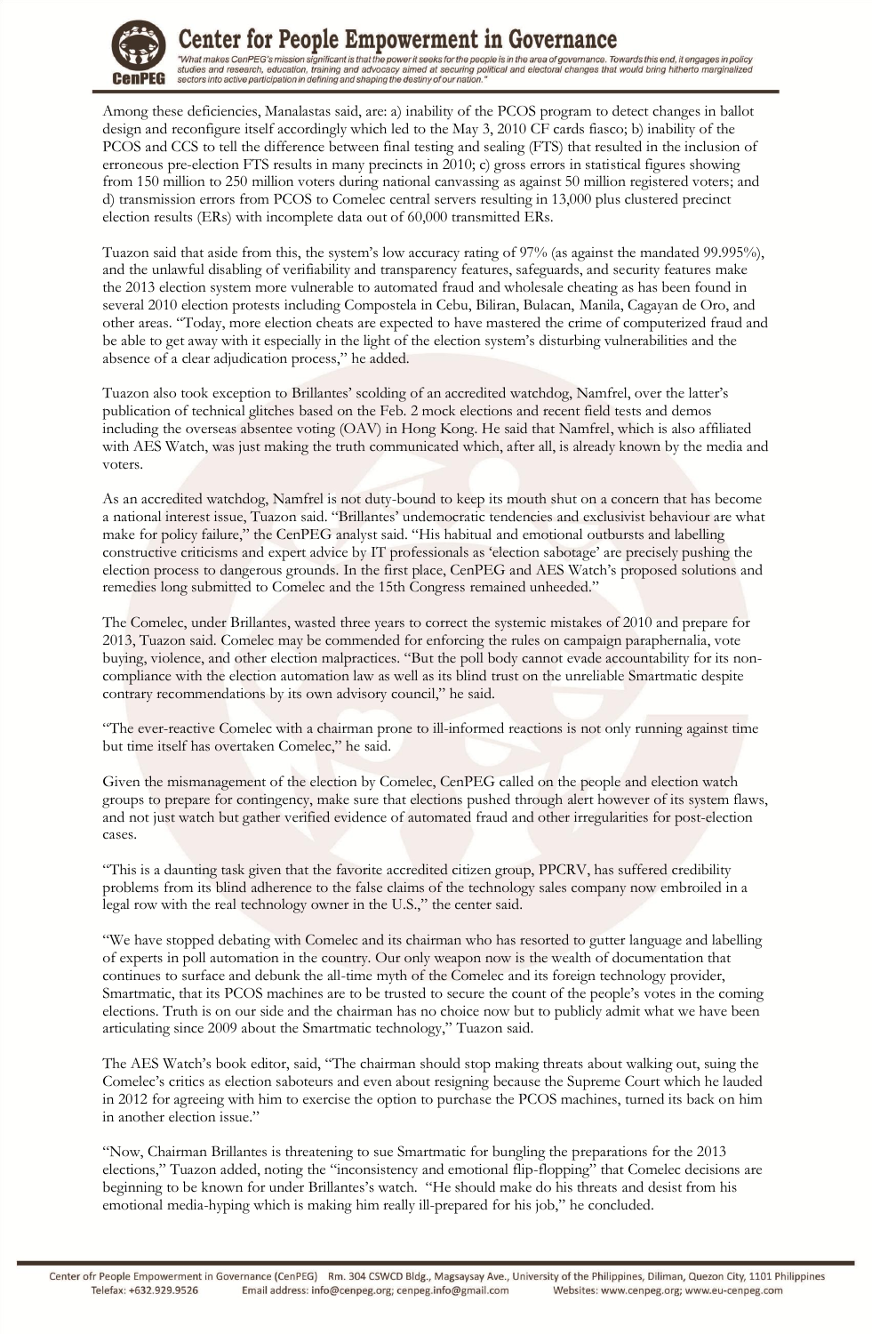Among these deficiencies, Manalastas said, are: a) inability of the PCOS program to detect changes in ballot design and reconfigure itself accordingly which led to the May 3, 2010 CF cards fiasco; b) inability of the PCOS and CCS to tell the difference between final testing and sealing (FTS) that resulted in the inclusion of erroneous pre-election FTS results in many precincts in 2010; c) gross errors in statistical figures showing from 150 million to 250 million voters during national canvassing as against 50 million registered voters; and d) transmission errors from PCOS to Comelec central servers resulting in 13,000 plus clustered precinct election results (ERs) with incomplete data out of 60,000 transmitted ERs.

Tuazon said that aside from this, the system's low accuracy rating of 97% (as against the mandated 99.995%), and the unlawful disabling of verifiability and transparency features, safeguards, and security features make the 2013 election system more vulnerable to automated fraud and wholesale cheating as has been found in several 2010 election protests including Compostela in Cebu, Biliran, Bulacan, Manila, Cagayan de Oro, and other areas. "Today, more election cheats are expected to have mastered the crime of computerized fraud and be able to get away with it especially in the light of the election system's disturbing vulnerabilities and the absence of a clear adjudication process," he added.

Tuazon also took exception to Brillantes' scolding of an accredited watchdog, Namfrel, over the latter's publication of technical glitches based on the Feb. 2 mock elections and recent field tests and demos including the overseas absentee voting (OAV) in Hong Kong. He said that Namfrel, which is also affiliated with AES Watch, was just making the truth communicated which, after all, is already known by the media and voters.

As an accredited watchdog, Namfrel is not duty-bound to keep its mouth shut on a concern that has become a national interest issue, Tuazon said. "Brillantes' undemocratic tendencies and exclusivist behaviour are what make for policy failure," the CenPEG analyst said. "His habitual and emotional outbursts and labelling constructive criticisms and expert advice by IT professionals as 'election sabotage' are precisely pushing the election process to dangerous grounds. In the first place, CenPEG and AES Watch's proposed solutions and remedies long submitted to Comelec and the 15th Congress remained unheeded."

The Comelec, under Brillantes, wasted three years to correct the systemic mistakes of 2010 and prepare for 2013, Tuazon said. Comelec may be commended for enforcing the rules on campaign paraphernalia, vote buying, violence, and other election malpractices. "But the poll body cannot evade accountability for its non-compliance with the election automation law as well as its blind trust on the unreliable Smartmatic despite contrary recommendations by its own advisory council," he said.

"The ever-reactive Comelec with a chairman prone to ill-informed reactions is not only running against time but time itself has overtaken Comelec," he said.

Given the mismanagement of the election by Comelec, CenPEG called on the people and election watch groups to prepare for contingency, make sure that elections pushed through alert however of its system flaws, and not just watch but gather verified evidence of automated fraud and other irregularities for post-election cases.

"This is a daunting task given that the favorite accredited citizen group, PPCRV, has suffered credibility problems from its blind adherence to the false claims of the technology sales company now embroiled in a legal row with the real technology owner in the U.S.," the center said.

"We have stopped debating with Comelec and its chairman who has resorted to gutter language and labelling of experts in poll automation in the country. Our only weapon now is the wealth of documentation that continues to surface and debunk the all-time myth of the Comelec and its foreign technology provider, Smartmatic, that its PCOS machines are to be trusted to secure the count of the people's votes in the coming elections. Truth is on our side and the chairman has no choice now but to publicly admit what we have been articulating since 2009 about the Smartmatic technology," Tuazon said.

The AES Watch's book editor, said, "The chairman should stop making threats about walking out, suing the Comelec's critics as election saboteurs and even about resigning because the Supreme Court which he lauded in 2012 for agreeing with him to exercise the option to purchase the PCOS machines, turned its back on him in another election issue."

"Now, Chairman Brillantes is threatening to sue Smartmatic for bungling the preparations for the 2013 elections," Tuazon added, noting the "inconsistency and emotional flip-flopping" that Comelec decisions are beginning to be known for under Brillantes's watch. "He should make do his threats and desist from his emotional media-hyping which is making him really ill-prepared for his job," he concluded.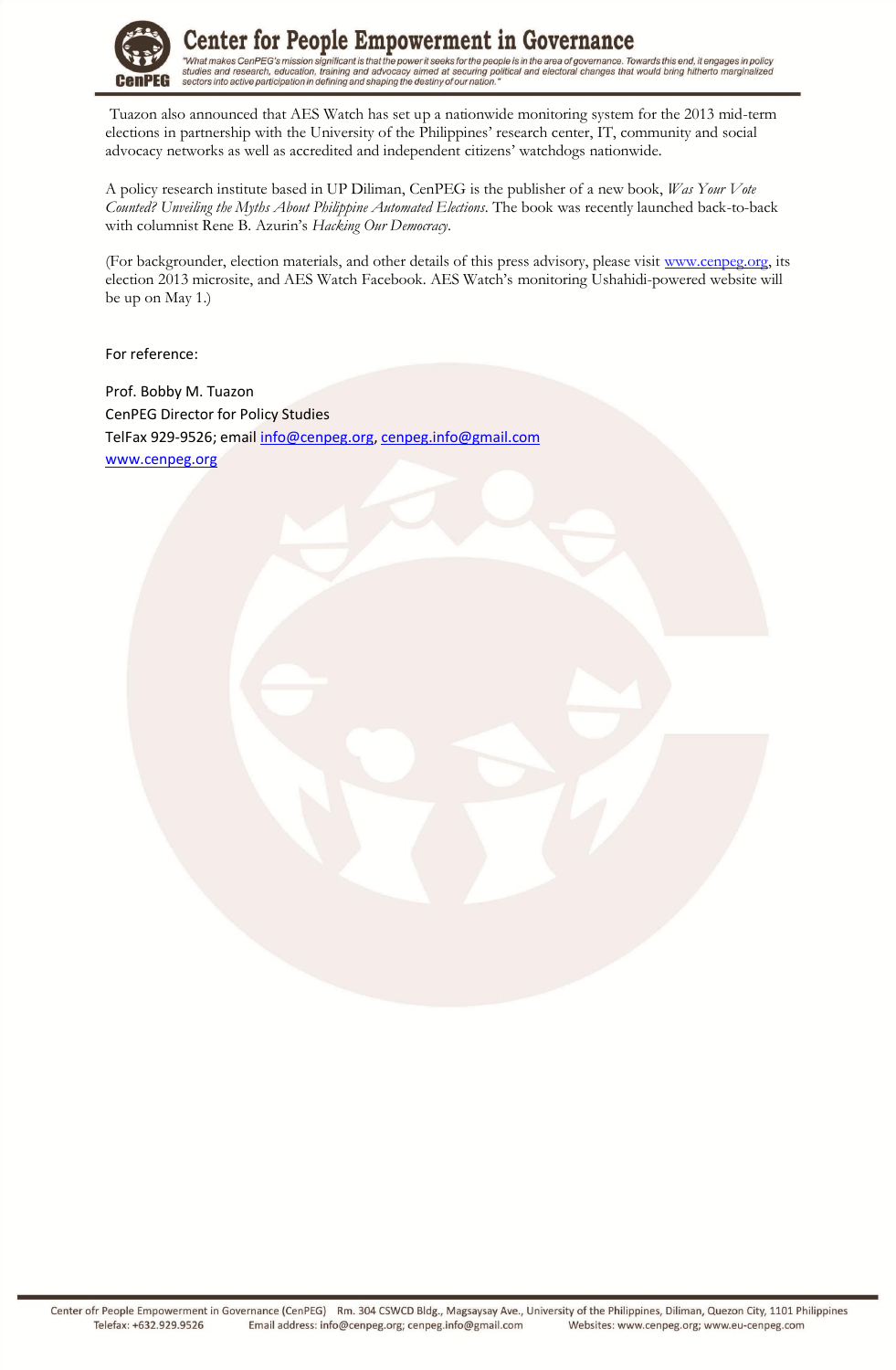Tuazon also announced that AES Watch has set up a nationwide monitoring system for the 2013 mid-term elections in partnership with the University of the Philippines' research center, IT, community and social advocacy networks as well as accredited and independent citizens' watchdogs nationwide.

A policy research institute based in UP Diliman, CenPEG is the publisher of a new book, *Was Your Vote Counted? Unveiling the Myths About Philippine Automated Elections*. The book was recently launched back-to-back with columnist Rene B. Azurin's *Hacking Our Democracy*.

(For backgrounder, election materials, and other details of this press advisory, please visit www.cenpeg.org, its election 2013 microsite, and AES Watch Facebook. AES Watch's monitoring Ushahidi-powered website will be up on May 1.)

For reference:

Prof. Bobby M. Tuazon
CenPEG Director for Policy Studies
TelFax 929-9526; email info@cenpeg.org, cenpeg.info@gmail.com
www.cenpeg.org